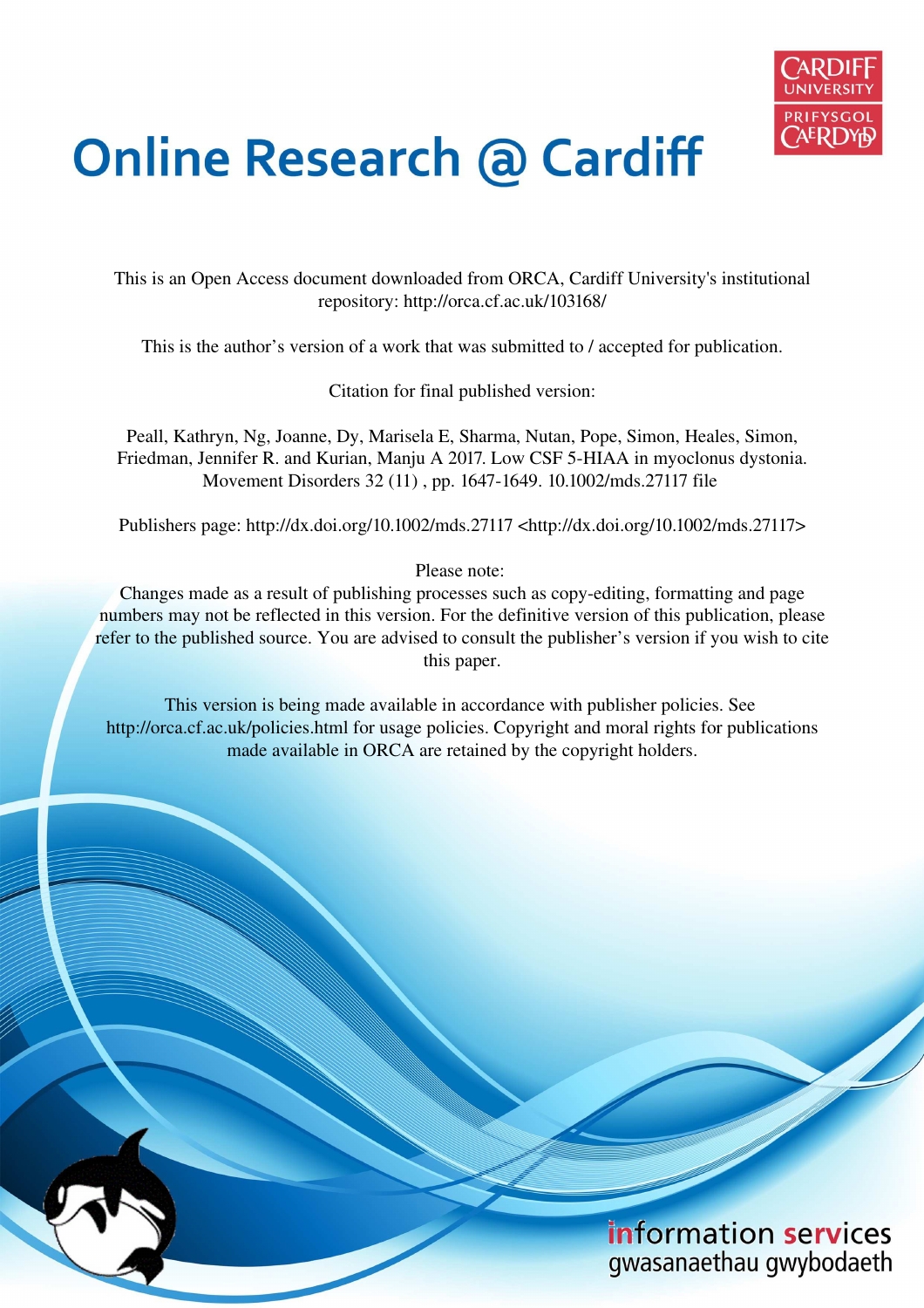# Online Research @ Cardiff

This is an Open Access document downloaded from ORCA, Cardiff University's institutional repository: http://orca.cf.ac.uk/103168/

This is the author's version of a work that was submitted to / accepted for publication.

Citation for final published version:

Peall, Kathryn, Ng, Joanne, Dy, Marisela E, Sharma, Nutan, Pope, Simon, Heales, Simon, Friedman, Jennifer R. and Kurian, Manju A 2017. Low CSF 5-HIAA in myoclonus dystonia. Movement Disorders 32 (11) , pp. 1647-1649. 10.1002/mds.27117 file

Publishers page: http://dx.doi.org/10.1002/mds.27117 <http://dx.doi.org/10.1002/mds.27117>

Please note:
Changes made as a result of publishing processes such as copy-editing, formatting and page numbers may not be reflected in this version. For the definitive version of this publication, please refer to the published source. You are advised to consult the publisher's version if you wish to cite this paper.

This version is being made available in accordance with publisher policies. See http://orca.cf.ac.uk/policies.html for usage policies. Copyright and moral rights for publications made available in ORCA are retained by the copyright holders.

information services
gwasanaethau gwybodaeth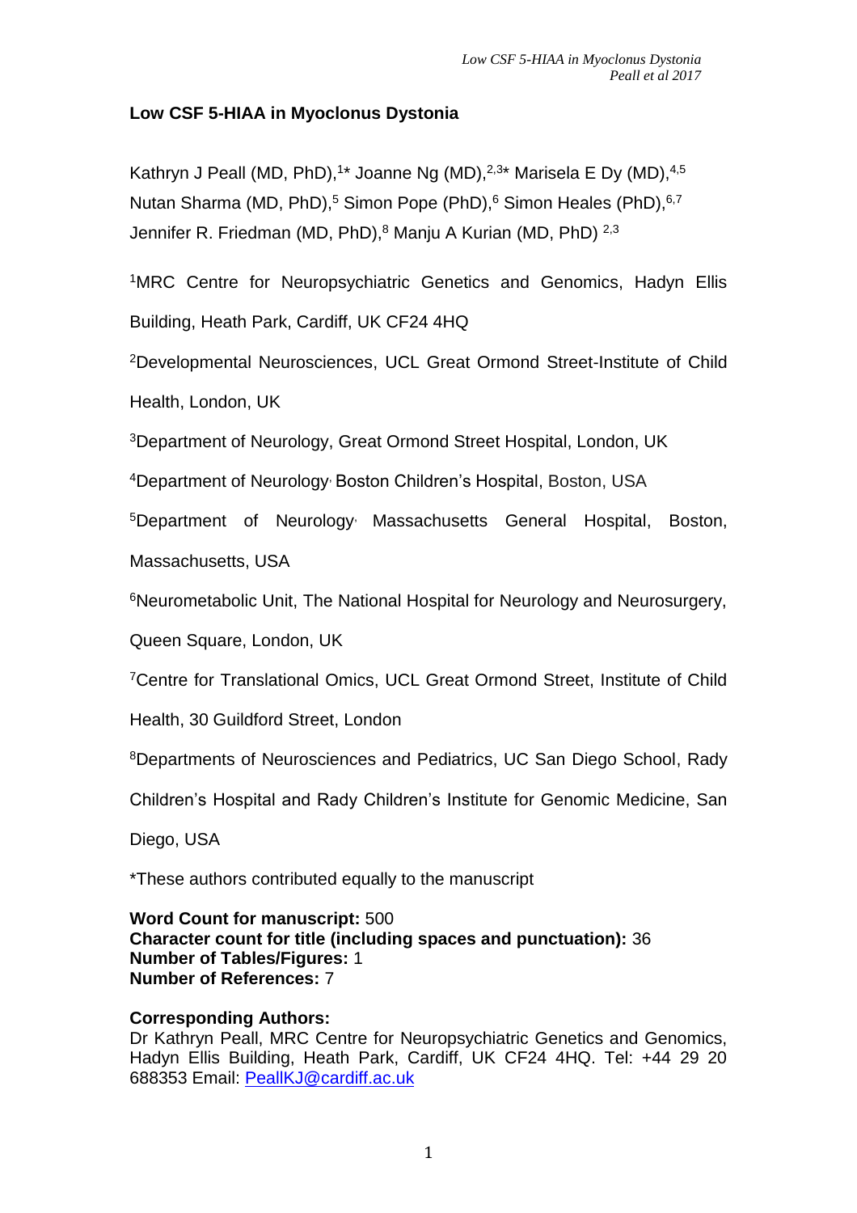**Low CSF 5-HIAA in Myoclonus Dystonia**

Kathryn J Peall (MD, PhD),[1*] Joanne Ng (MD),[2,3*] Marisela E Dy (MD),[4,5] Nutan Sharma (MD, PhD),[5] Simon Pope (PhD),[6] Simon Heales (PhD),[6,7] Jennifer R. Friedman (MD, PhD),[8] Manju A Kurian (MD, PhD) [2,3]

[1]MRC Centre for Neuropsychiatric Genetics and Genomics, Hadyn Ellis Building, Heath Park, Cardiff, UK CF24 4HQ

[2]Developmental Neurosciences, UCL Great Ormond Street-Institute of Child Health, London, UK

[3]Department of Neurology, Great Ormond Street Hospital, London, UK

[4]Department of Neurology, Boston Children's Hospital, Boston, USA

[5]Department of Neurology, Massachusetts General Hospital, Boston, Massachusetts, USA

[6]Neurometabolic Unit, The National Hospital for Neurology and Neurosurgery, Queen Square, London, UK

[7]Centre for Translational Omics, UCL Great Ormond Street, Institute of Child Health, 30 Guildford Street, London

[8]Departments of Neurosciences and Pediatrics, UC San Diego School, Rady Children's Hospital and Rady Children's Institute for Genomic Medicine, San Diego, USA

*These authors contributed equally to the manuscript

**Word Count for manuscript:** 500
**Character count for title (including spaces and punctuation):** 36
**Number of Tables/Figures:** 1
**Number of References:** 7

**Corresponding Authors:**
Dr Kathryn Peall, MRC Centre for Neuropsychiatric Genetics and Genomics, Hadyn Ellis Building, Heath Park, Cardiff, UK CF24 4HQ. Tel: +44 29 20 688353 Email: PeallKJ@cardiff.ac.uk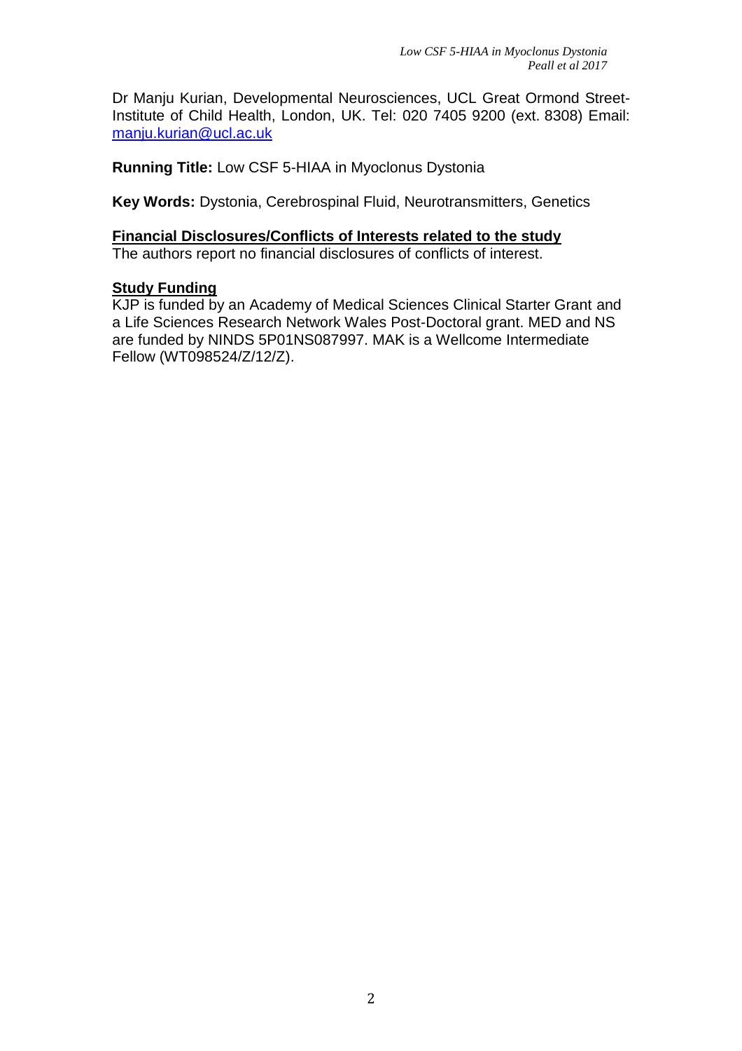Dr Manju Kurian, Developmental Neurosciences, UCL Great Ormond Street-Institute of Child Health, London, UK. Tel: 020 7405 9200 (ext. 8308) Email: manju.kurian@ucl.ac.uk

**Running Title:** Low CSF 5-HIAA in Myoclonus Dystonia

**Key Words:** Dystonia, Cerebrospinal Fluid, Neurotransmitters, Genetics

**Financial Disclosures/Conflicts of Interests related to the study**

The authors report no financial disclosures of conflicts of interest.

**Study Funding**

KJP is funded by an Academy of Medical Sciences Clinical Starter Grant and a Life Sciences Research Network Wales Post-Doctoral grant. MED and NS are funded by NINDS 5P01NS087997. MAK is a Wellcome Intermediate Fellow (WT098524/Z/12/Z).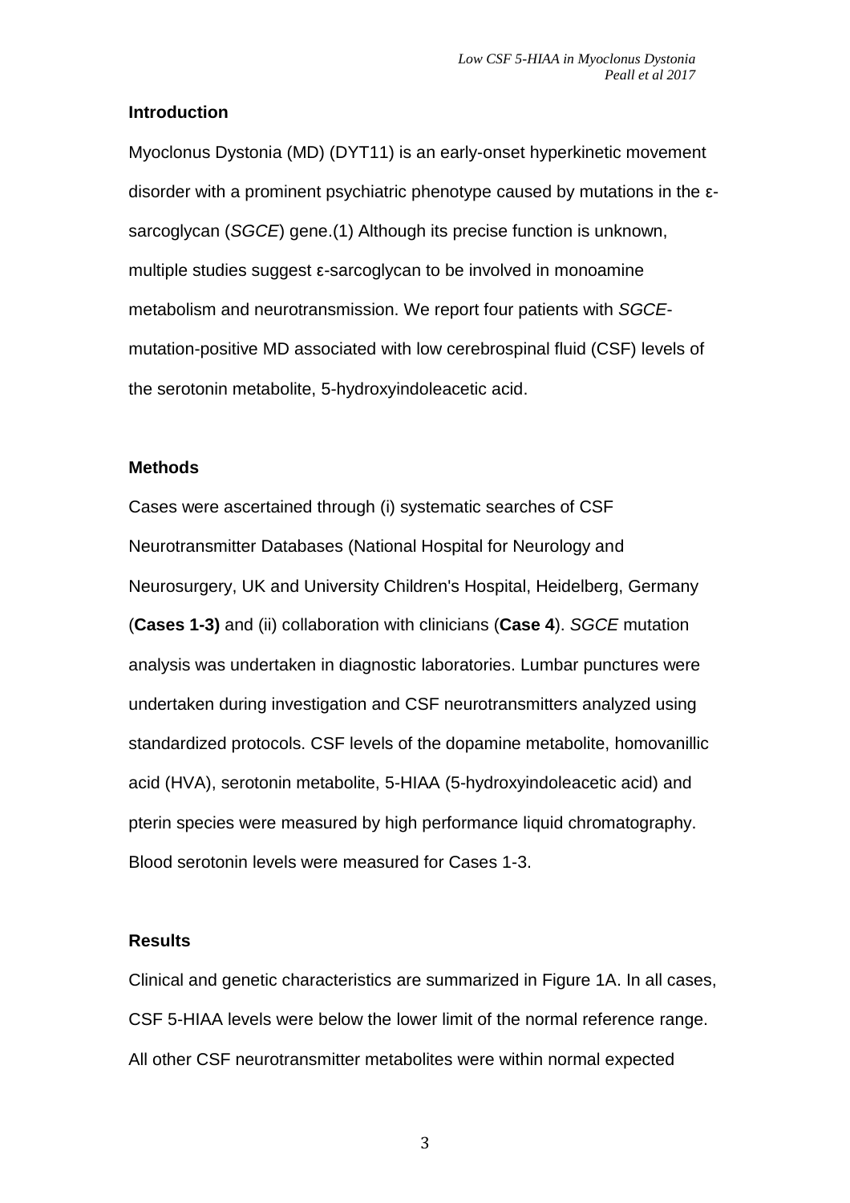## Introduction

Myoclonus Dystonia (MD) (DYT11) is an early-onset hyperkinetic movement disorder with a prominent psychiatric phenotype caused by mutations in the ε-sarcoglycan (*SGCE*) gene.(1) Although its precise function is unknown, multiple studies suggest ε-sarcoglycan to be involved in monoamine metabolism and neurotransmission. We report four patients with *SGCE*-mutation-positive MD associated with low cerebrospinal fluid (CSF) levels of the serotonin metabolite, 5-hydroxyindoleacetic acid.

## Methods

Cases were ascertained through (i) systematic searches of CSF Neurotransmitter Databases (National Hospital for Neurology and Neurosurgery, UK and University Children's Hospital, Heidelberg, Germany (**Cases 1-3)** and (ii) collaboration with clinicians (**Case 4**). *SGCE* mutation analysis was undertaken in diagnostic laboratories. Lumbar punctures were undertaken during investigation and CSF neurotransmitters analyzed using standardized protocols. CSF levels of the dopamine metabolite, homovanillic acid (HVA), serotonin metabolite, 5-HIAA (5-hydroxyindoleacetic acid) and pterin species were measured by high performance liquid chromatography. Blood serotonin levels were measured for Cases 1-3.

## Results

Clinical and genetic characteristics are summarized in Figure 1A. In all cases, CSF 5-HIAA levels were below the lower limit of the normal reference range. All other CSF neurotransmitter metabolites were within normal expected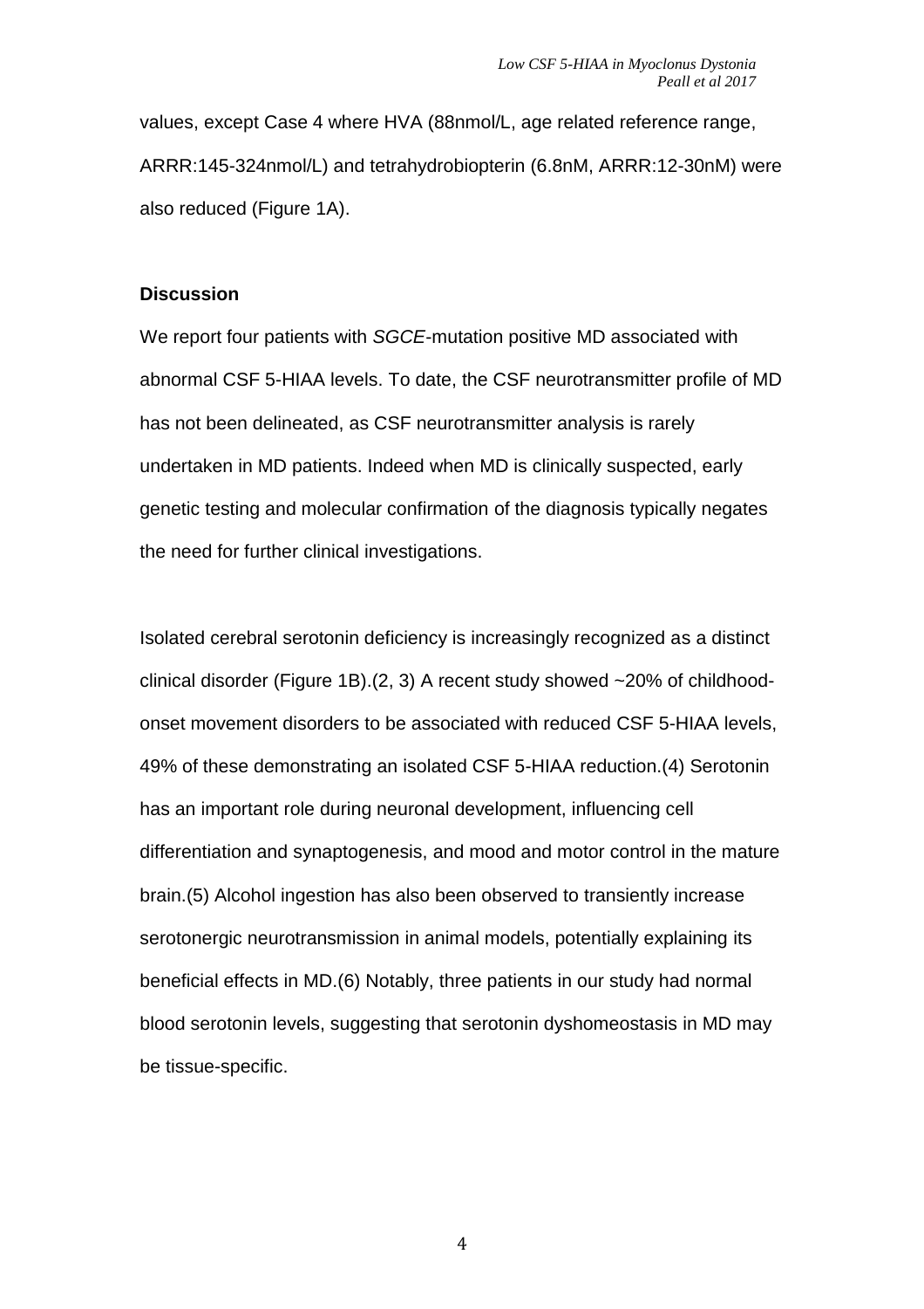values, except Case 4 where HVA (88nmol/L, age related reference range, ARRR:145-324nmol/L) and tetrahydrobiopterin (6.8nM, ARRR:12-30nM) were also reduced (Figure 1A).

## Discussion

We report four patients with *SGCE*-mutation positive MD associated with abnormal CSF 5-HIAA levels. To date, the CSF neurotransmitter profile of MD has not been delineated, as CSF neurotransmitter analysis is rarely undertaken in MD patients. Indeed when MD is clinically suspected, early genetic testing and molecular confirmation of the diagnosis typically negates the need for further clinical investigations.

Isolated cerebral serotonin deficiency is increasingly recognized as a distinct clinical disorder (Figure 1B).(2, 3) A recent study showed ~20% of childhood-onset movement disorders to be associated with reduced CSF 5-HIAA levels, 49% of these demonstrating an isolated CSF 5-HIAA reduction.(4) Serotonin has an important role during neuronal development, influencing cell differentiation and synaptogenesis, and mood and motor control in the mature brain.(5) Alcohol ingestion has also been observed to transiently increase serotonergic neurotransmission in animal models, potentially explaining its beneficial effects in MD.(6) Notably, three patients in our study had normal blood serotonin levels, suggesting that serotonin dyshomeostasis in MD may be tissue-specific.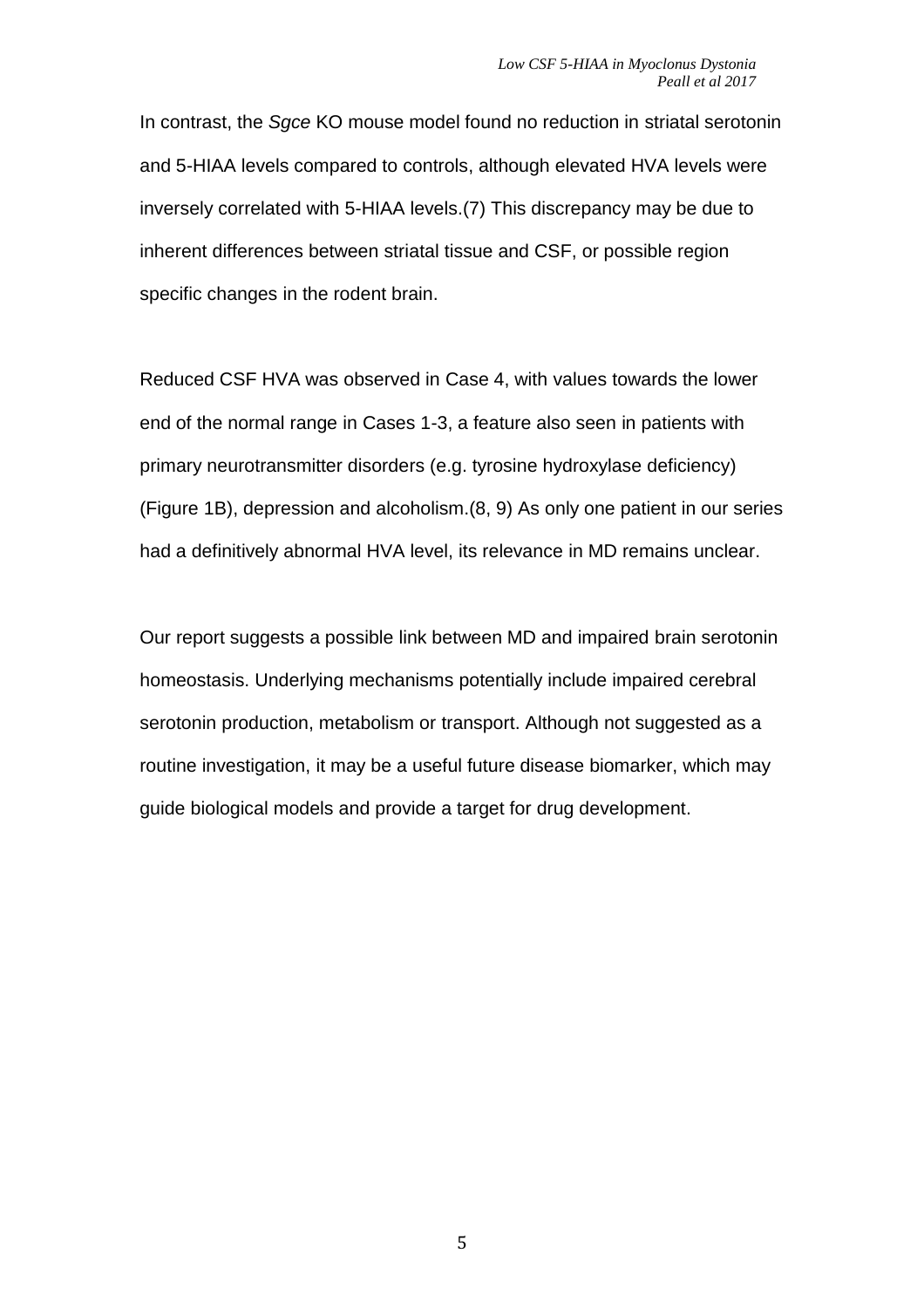In contrast, the *Sgce* KO mouse model found no reduction in striatal serotonin and 5-HIAA levels compared to controls, although elevated HVA levels were inversely correlated with 5-HIAA levels.(7) This discrepancy may be due to inherent differences between striatal tissue and CSF, or possible region specific changes in the rodent brain.

Reduced CSF HVA was observed in Case 4, with values towards the lower end of the normal range in Cases 1-3, a feature also seen in patients with primary neurotransmitter disorders (e.g. tyrosine hydroxylase deficiency) (Figure 1B), depression and alcoholism.(8, 9) As only one patient in our series had a definitively abnormal HVA level, its relevance in MD remains unclear.

Our report suggests a possible link between MD and impaired brain serotonin homeostasis. Underlying mechanisms potentially include impaired cerebral serotonin production, metabolism or transport. Although not suggested as a routine investigation, it may be a useful future disease biomarker, which may guide biological models and provide a target for drug development.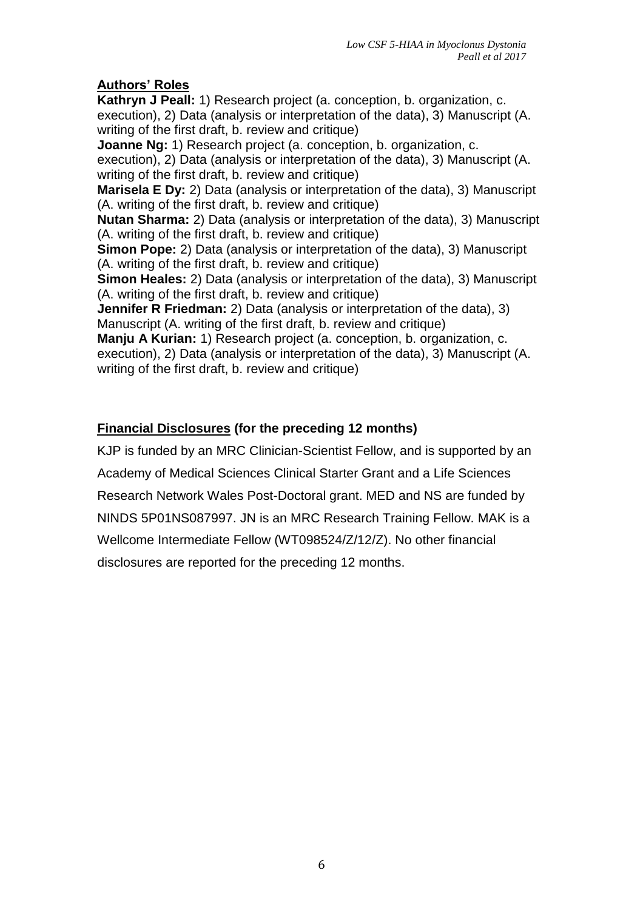## Authors' Roles

**Kathryn J Peall:** 1) Research project (a. conception, b. organization, c. execution), 2) Data (analysis or interpretation of the data), 3) Manuscript (A. writing of the first draft, b. review and critique)
**Joanne Ng:** 1) Research project (a. conception, b. organization, c. execution), 2) Data (analysis or interpretation of the data), 3) Manuscript (A. writing of the first draft, b. review and critique)
**Marisela E Dy:** 2) Data (analysis or interpretation of the data), 3) Manuscript (A. writing of the first draft, b. review and critique)
**Nutan Sharma:** 2) Data (analysis or interpretation of the data), 3) Manuscript (A. writing of the first draft, b. review and critique)
**Simon Pope:** 2) Data (analysis or interpretation of the data), 3) Manuscript (A. writing of the first draft, b. review and critique)
**Simon Heales:** 2) Data (analysis or interpretation of the data), 3) Manuscript (A. writing of the first draft, b. review and critique)
**Jennifer R Friedman:** 2) Data (analysis or interpretation of the data), 3) Manuscript (A. writing of the first draft, b. review and critique)
**Manju A Kurian:** 1) Research project (a. conception, b. organization, c. execution), 2) Data (analysis or interpretation of the data), 3) Manuscript (A. writing of the first draft, b. review and critique)

## Financial Disclosures (for the preceding 12 months)

KJP is funded by an MRC Clinician-Scientist Fellow, and is supported by an Academy of Medical Sciences Clinical Starter Grant and a Life Sciences Research Network Wales Post-Doctoral grant. MED and NS are funded by NINDS 5P01NS087997. JN is an MRC Research Training Fellow. MAK is a Wellcome Intermediate Fellow (WT098524/Z/12/Z). No other financial disclosures are reported for the preceding 12 months.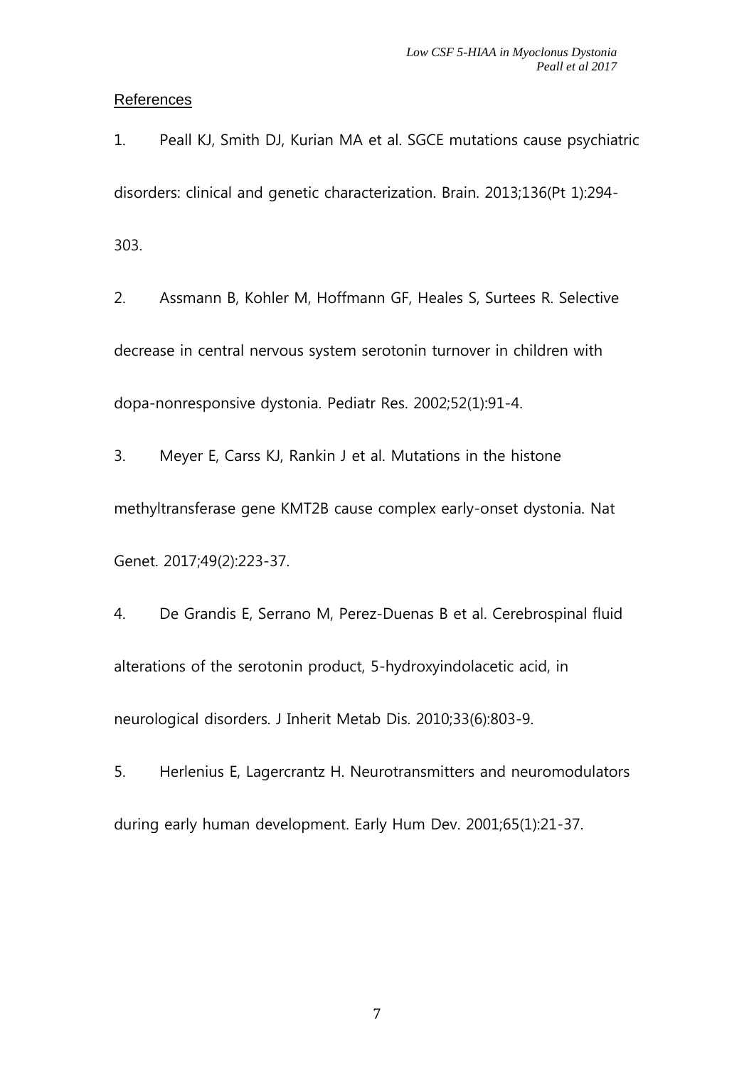## References

1. Peall KJ, Smith DJ, Kurian MA et al. SGCE mutations cause psychiatric disorders: clinical and genetic characterization. Brain. 2013;136(Pt 1):294-303.

2. Assmann B, Kohler M, Hoffmann GF, Heales S, Surtees R. Selective decrease in central nervous system serotonin turnover in children with dopa-nonresponsive dystonia. Pediatr Res. 2002;52(1):91-4.

3. Meyer E, Carss KJ, Rankin J et al. Mutations in the histone methyltransferase gene KMT2B cause complex early-onset dystonia. Nat Genet. 2017;49(2):223-37.

4. De Grandis E, Serrano M, Perez-Duenas B et al. Cerebrospinal fluid alterations of the serotonin product, 5-hydroxyindolacetic acid, in neurological disorders. J Inherit Metab Dis. 2010;33(6):803-9.

5. Herlenius E, Lagercrantz H. Neurotransmitters and neuromodulators during early human development. Early Hum Dev. 2001;65(1):21-37.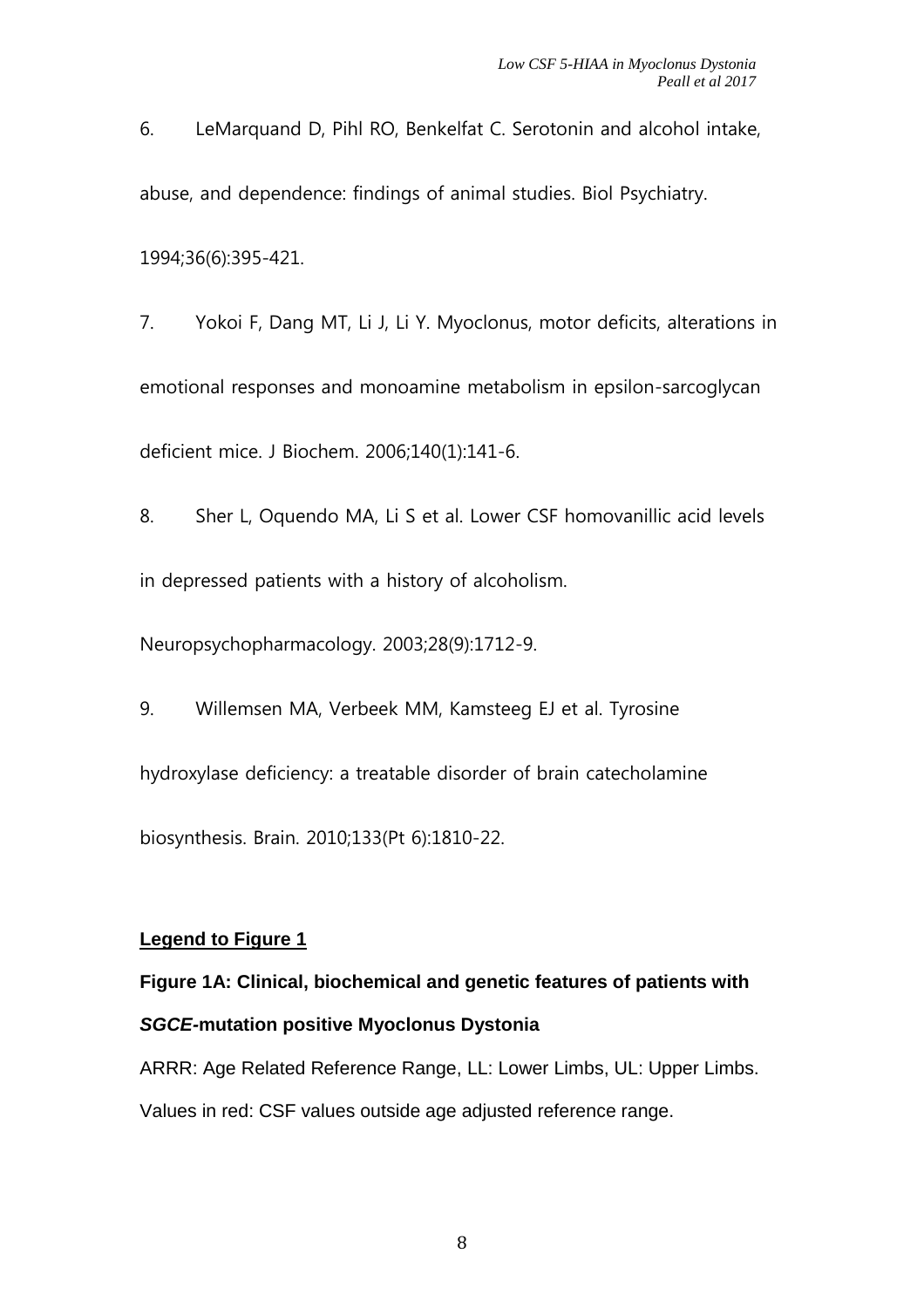6. LeMarquand D, Pihl RO, Benkelfat C. Serotonin and alcohol intake, abuse, and dependence: findings of animal studies. Biol Psychiatry. 1994;36(6):395-421.

7. Yokoi F, Dang MT, Li J, Li Y. Myoclonus, motor deficits, alterations in emotional responses and monoamine metabolism in epsilon-sarcoglycan deficient mice. J Biochem. 2006;140(1):141-6.

8. Sher L, Oquendo MA, Li S et al. Lower CSF homovanillic acid levels in depressed patients with a history of alcoholism. Neuropsychopharmacology. 2003;28(9):1712-9.

9. Willemsen MA, Verbeek MM, Kamsteeg EJ et al. Tyrosine hydroxylase deficiency: a treatable disorder of brain catecholamine biosynthesis. Brain. 2010;133(Pt 6):1810-22.

## Legend to Figure 1

**Figure 1A: Clinical, biochemical and genetic features of patients with *SGCE*-mutation positive Myoclonus Dystonia**

ARRR: Age Related Reference Range, LL: Lower Limbs, UL: Upper Limbs.

Values in red: CSF values outside age adjusted reference range.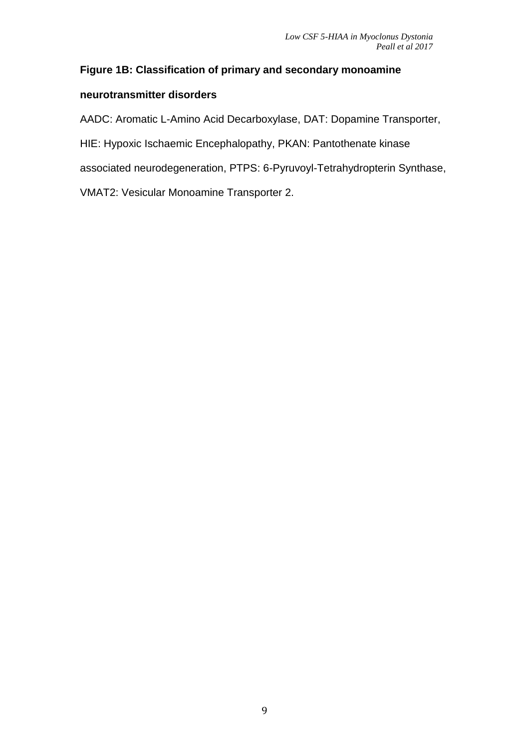**Figure 1B: Classification of primary and secondary monoamine neurotransmitter disorders**

AADC: Aromatic L-Amino Acid Decarboxylase, DAT: Dopamine Transporter, HIE: Hypoxic Ischaemic Encephalopathy, PKAN: Pantothenate kinase associated neurodegeneration, PTPS: 6-Pyruvoyl-Tetrahydropterin Synthase, VMAT2: Vesicular Monoamine Transporter 2.